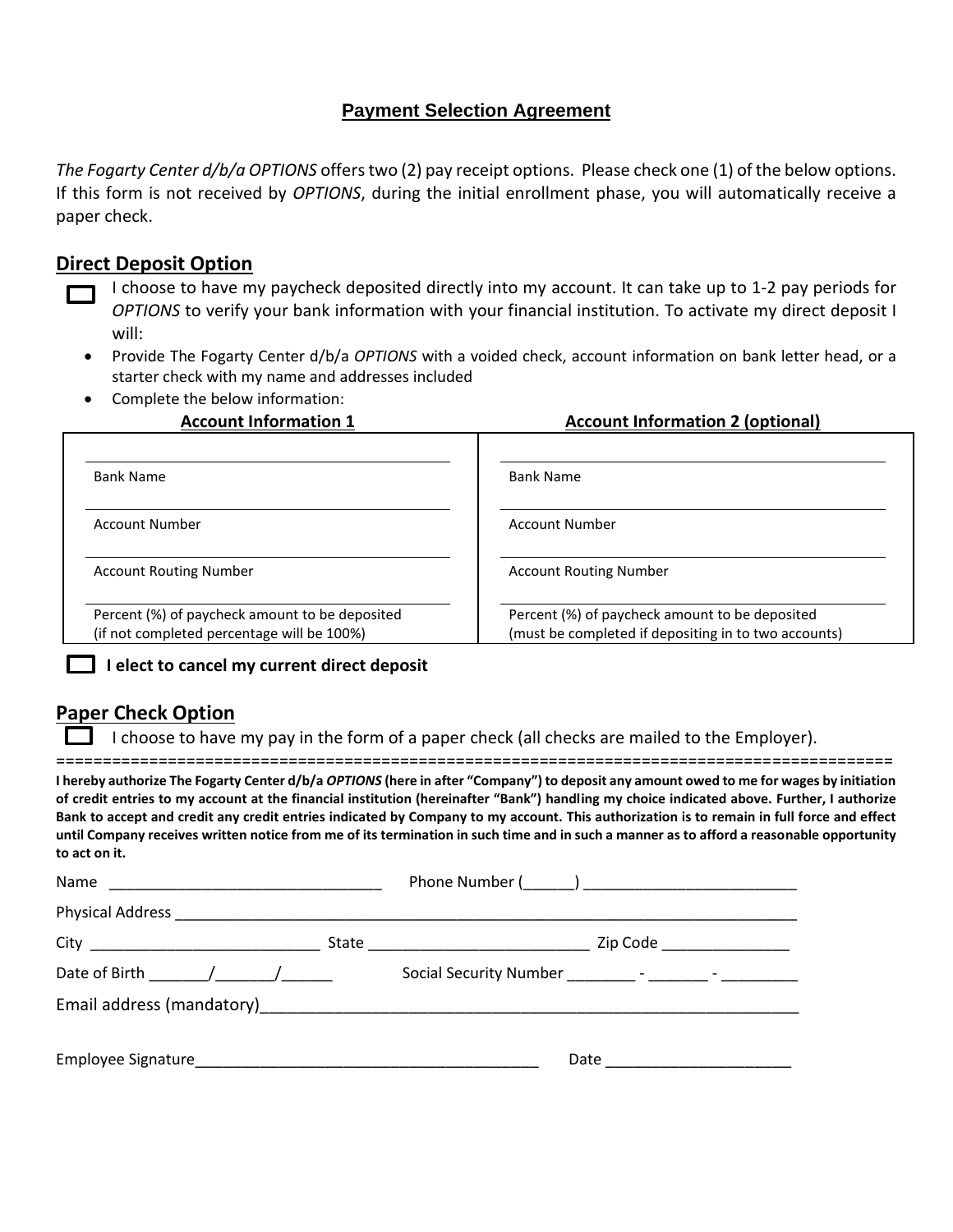# Payment Selection Agreement

*The Fogarty Center d/b/a OPTIONS* offers two (2) pay receipt options. Please check one (1) of the below options. If this form is not received by *OPTIONS*, during the initial enrollment phase, you will automatically receive a paper check.

## Direct Deposit Option

☐ I choose to have my paycheck deposited directly into my account. It can take up to 1-2 pay periods for *OPTIONS* to verify your bank information with your financial institution. To activate my direct deposit I will:

- Provide The Fogarty Center d/b/a *OPTIONS* with a voided check, account information on bank letter head, or a starter check with my name and addresses included
- Complete the below information:

| **Account Information 1** | **Account Information 2 (optional)** |
|---|---|
| Bank Name ____________________ | Bank Name ____________________ |
| Account Number ____________________ | Account Number ____________________ |
| Account Routing Number ____________________ | Account Routing Number ____________________ |
| Percent (%) of paycheck amount to be deposited (if not completed percentage will be 100%) | Percent (%) of paycheck amount to be deposited (must be completed if depositing in to two accounts) |

☐ **I elect to cancel my current direct deposit**

## Paper Check Option

☐ I choose to have my pay in the form of a paper check (all checks are mailed to the Employer).

==========================================================================================

**I hereby authorize The Fogarty Center d/b/a *OPTIONS* (here in after "Company") to deposit any amount owed to me for wages by initiation of credit entries to my account at the financial institution (hereinafter "Bank") handling my choice indicated above. Further, I authorize Bank to accept and credit any credit entries indicated by Company to my account. This authorization is to remain in full force and effect until Company receives written notice from me of its termination in such time and in such a manner as to afford a reasonable opportunity to act on it.**

Name ________________________________ Phone Number (______) ________________________

Physical Address ____________________________________________________________________________

City ___________________________ State __________________________ Zip Code _______________

Date of Birth _______/_______/______ Social Security Number ________ - _______ - _________

Email address (mandatory)______________________________________________________________

Employee Signature_______________________________________ Date _____________________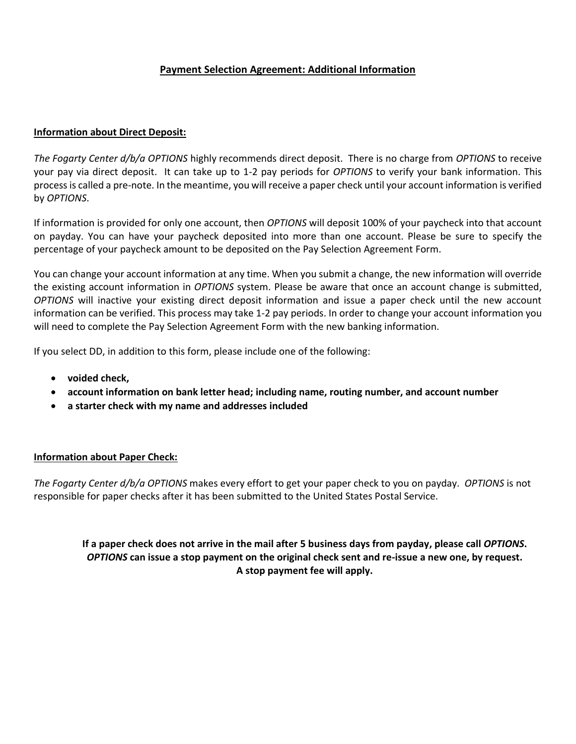## **Payment Selection Agreement: Additional Information**

### **Information about Direct Deposit:**

*The Fogarty Center d/b/a OPTIONS* highly recommends direct deposit. There is no charge from *OPTIONS* to receive your pay via direct deposit. It can take up to 1-2 pay periods for *OPTIONS* to verify your bank information. This process is called a pre-note. In the meantime, you will receive a paper check until your account information is verified by *OPTIONS*.

If information is provided for only one account, then *OPTIONS* will deposit 100% of your paycheck into that account on payday. You can have your paycheck deposited into more than one account. Please be sure to specify the percentage of your paycheck amount to be deposited on the Pay Selection Agreement Form.

You can change your account information at any time. When you submit a change, the new information will override the existing account information in *OPTIONS* system. Please be aware that once an account change is submitted, *OPTIONS* will inactive your existing direct deposit information and issue a paper check until the new account information can be verified. This process may take 1-2 pay periods. In order to change your account information you will need to complete the Pay Selection Agreement Form with the new banking information.

If you select DD, in addition to this form, please include one of the following:

- **voided check,**
- **account information on bank letter head; including name, routing number, and account number**
- **a starter check with my name and addresses included**

### **Information about Paper Check:**

*The Fogarty Center d/b/a OPTIONS* makes every effort to get your paper check to you on payday. *OPTIONS* is not responsible for paper checks after it has been submitted to the United States Postal Service.

**If a paper check does not arrive in the mail after 5 business days from payday, please call *OPTIONS*. *OPTIONS* can issue a stop payment on the original check sent and re-issue a new one, by request. A stop payment fee will apply.**